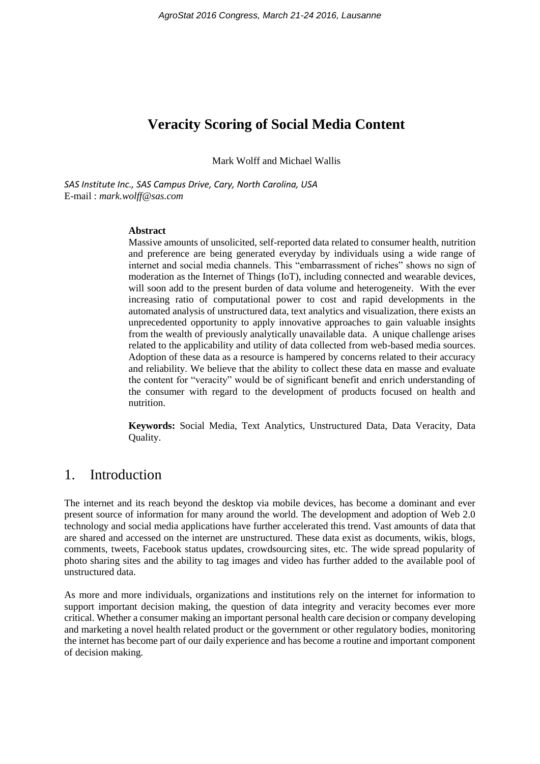# Veracity Scoring of Social Media Content

Mark Wolff and Michael Wallis

*SAS Institute Inc., SAS Campus Drive, Cary, North Carolina, USA*
E-mail : *mark.wolff@sas.com*

**Abstract**

Massive amounts of unsolicited, self-reported data related to consumer health, nutrition and preference are being generated everyday by individuals using a wide range of internet and social media channels. This "embarrassment of riches" shows no sign of moderation as the Internet of Things (IoT), including connected and wearable devices, will soon add to the present burden of data volume and heterogeneity. With the ever increasing ratio of computational power to cost and rapid developments in the automated analysis of unstructured data, text analytics and visualization, there exists an unprecedented opportunity to apply innovative approaches to gain valuable insights from the wealth of previously analytically unavailable data. A unique challenge arises related to the applicability and utility of data collected from web-based media sources. Adoption of these data as a resource is hampered by concerns related to their accuracy and reliability. We believe that the ability to collect these data en masse and evaluate the content for "veracity" would be of significant benefit and enrich understanding of the consumer with regard to the development of products focused on health and nutrition.

**Keywords:** Social Media, Text Analytics, Unstructured Data, Data Veracity, Data Quality.

## 1. Introduction

The internet and its reach beyond the desktop via mobile devices, has become a dominant and ever present source of information for many around the world. The development and adoption of Web 2.0 technology and social media applications have further accelerated this trend. Vast amounts of data that are shared and accessed on the internet are unstructured. These data exist as documents, wikis, blogs, comments, tweets, Facebook status updates, crowdsourcing sites, etc. The wide spread popularity of photo sharing sites and the ability to tag images and video has further added to the available pool of unstructured data.

As more and more individuals, organizations and institutions rely on the internet for information to support important decision making, the question of data integrity and veracity becomes ever more critical. Whether a consumer making an important personal health care decision or company developing and marketing a novel health related product or the government or other regulatory bodies, monitoring the internet has become part of our daily experience and has become a routine and important component of decision making.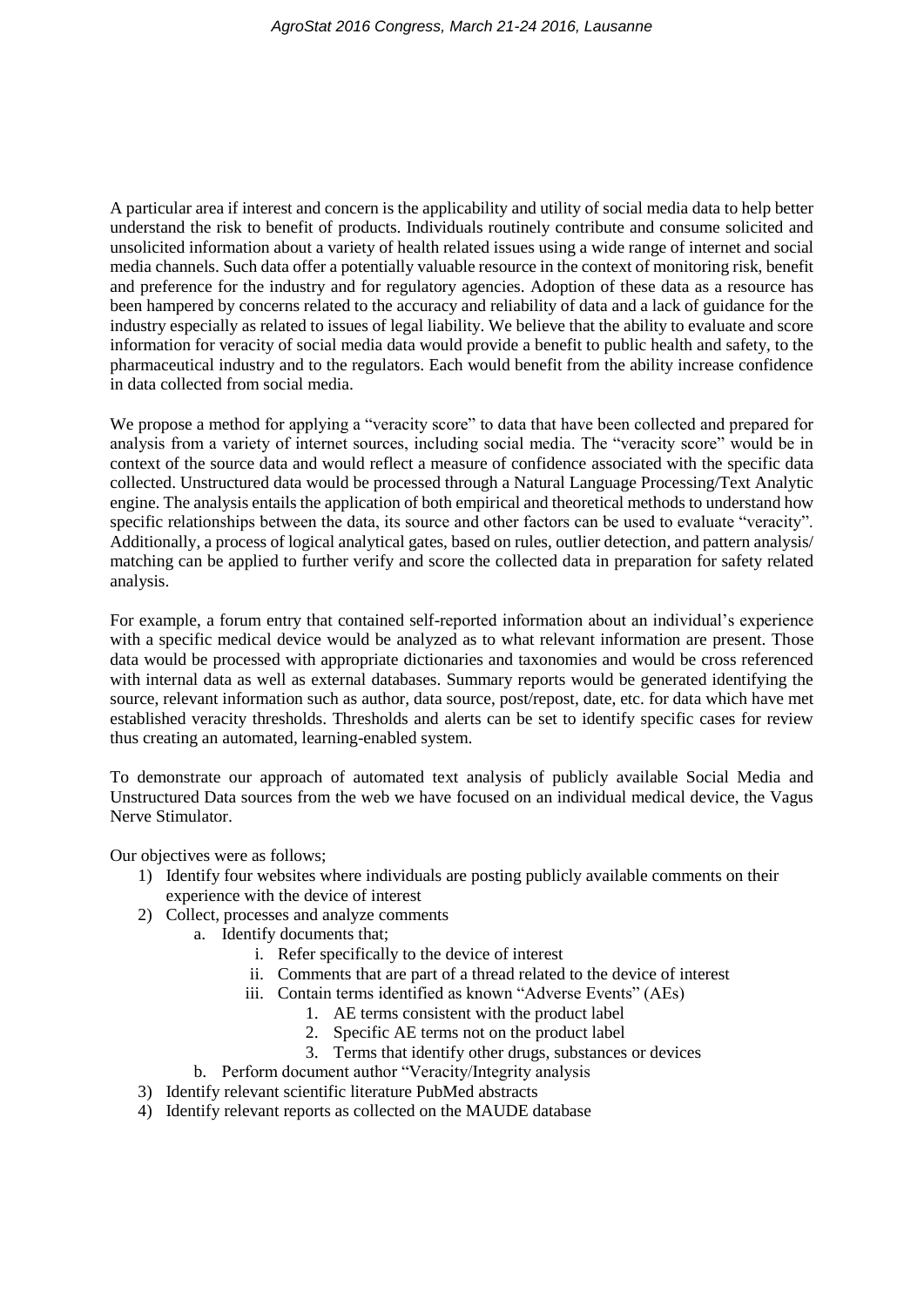A particular area if interest and concern is the applicability and utility of social media data to help better understand the risk to benefit of products. Individuals routinely contribute and consume solicited and unsolicited information about a variety of health related issues using a wide range of internet and social media channels. Such data offer a potentially valuable resource in the context of monitoring risk, benefit and preference for the industry and for regulatory agencies. Adoption of these data as a resource has been hampered by concerns related to the accuracy and reliability of data and a lack of guidance for the industry especially as related to issues of legal liability. We believe that the ability to evaluate and score information for veracity of social media data would provide a benefit to public health and safety, to the pharmaceutical industry and to the regulators. Each would benefit from the ability increase confidence in data collected from social media.

We propose a method for applying a "veracity score" to data that have been collected and prepared for analysis from a variety of internet sources, including social media. The "veracity score" would be in context of the source data and would reflect a measure of confidence associated with the specific data collected. Unstructured data would be processed through a Natural Language Processing/Text Analytic engine. The analysis entails the application of both empirical and theoretical methods to understand how specific relationships between the data, its source and other factors can be used to evaluate "veracity". Additionally, a process of logical analytical gates, based on rules, outlier detection, and pattern analysis/ matching can be applied to further verify and score the collected data in preparation for safety related analysis.

For example, a forum entry that contained self-reported information about an individual's experience with a specific medical device would be analyzed as to what relevant information are present. Those data would be processed with appropriate dictionaries and taxonomies and would be cross referenced with internal data as well as external databases. Summary reports would be generated identifying the source, relevant information such as author, data source, post/repost, date, etc. for data which have met established veracity thresholds. Thresholds and alerts can be set to identify specific cases for review thus creating an automated, learning-enabled system.

To demonstrate our approach of automated text analysis of publicly available Social Media and Unstructured Data sources from the web we have focused on an individual medical device, the Vagus Nerve Stimulator.

Our objectives were as follows;

1) Identify four websites where individuals are posting publicly available comments on their experience with the device of interest
2) Collect, processes and analyze comments
    a. Identify documents that;
        i. Refer specifically to the device of interest
        ii. Comments that are part of a thread related to the device of interest
        iii. Contain terms identified as known "Adverse Events" (AEs)
            1. AE terms consistent with the product label
            2. Specific AE terms not on the product label
            3. Terms that identify other drugs, substances or devices
    b. Perform document author "Veracity/Integrity analysis
3) Identify relevant scientific literature PubMed abstracts
4) Identify relevant reports as collected on the MAUDE database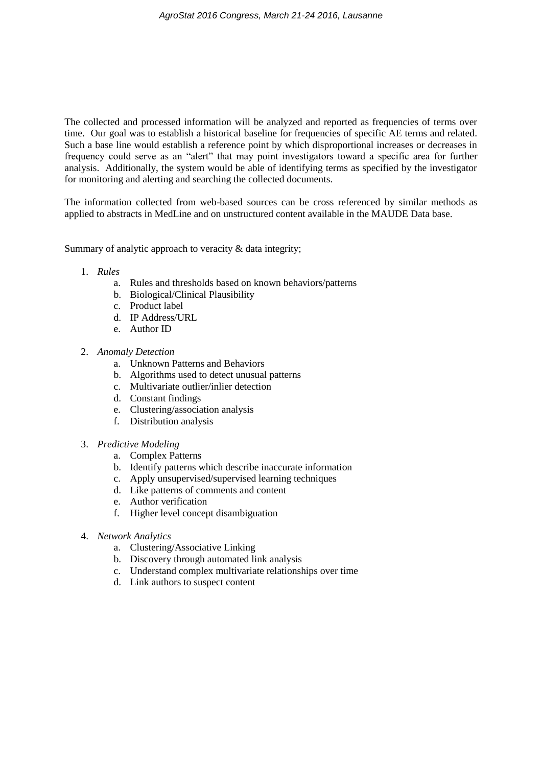The collected and processed information will be analyzed and reported as frequencies of terms over time. Our goal was to establish a historical baseline for frequencies of specific AE terms and related. Such a base line would establish a reference point by which disproportional increases or decreases in frequency could serve as an "alert" that may point investigators toward a specific area for further analysis. Additionally, the system would be able of identifying terms as specified by the investigator for monitoring and alerting and searching the collected documents.

The information collected from web-based sources can be cross referenced by similar methods as applied to abstracts in MedLine and on unstructured content available in the MAUDE Data base.

Summary of analytic approach to veracity & data integrity;

1. *Rules*
    a. Rules and thresholds based on known behaviors/patterns
    b. Biological/Clinical Plausibility
    c. Product label
    d. IP Address/URL
    e. Author ID

2. *Anomaly Detection*
    a. Unknown Patterns and Behaviors
    b. Algorithms used to detect unusual patterns
    c. Multivariate outlier/inlier detection
    d. Constant findings
    e. Clustering/association analysis
    f. Distribution analysis

3. *Predictive Modeling*
    a. Complex Patterns
    b. Identify patterns which describe inaccurate information
    c. Apply unsupervised/supervised learning techniques
    d. Like patterns of comments and content
    e. Author verification
    f. Higher level concept disambiguation

4. *Network Analytics*
    a. Clustering/Associative Linking
    b. Discovery through automated link analysis
    c. Understand complex multivariate relationships over time
    d. Link authors to suspect content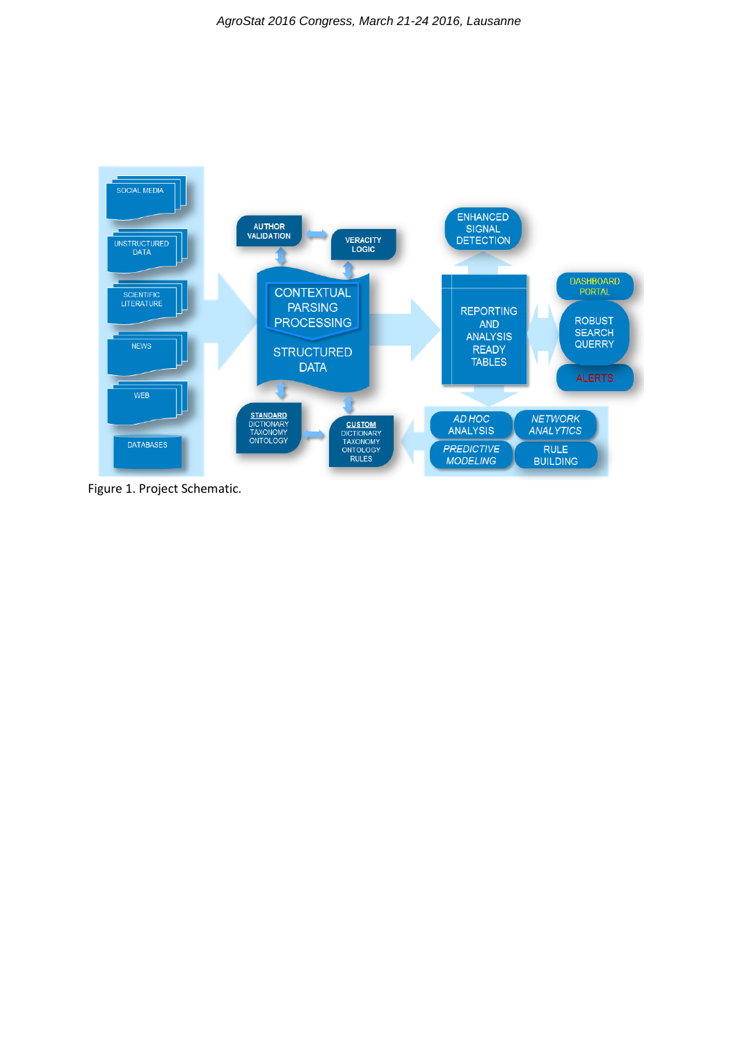SOCIAL MEDIA

UNSTRUCTURED DATA

SCIENTIFIC LITERATURE

NEWS

WEB

DATABASES

AUTHOR VALIDATION

VERACITY LOGIC

CONTEXTUAL PARSING PROCESSING

STRUCTURED DATA

STANDARD DICTIONARY TAXONOMY ONTOLOGY

CUSTOM DICTIONARY TAXONOMY ONTOLOGY RULES

ENHANCED SIGNAL DETECTION

REPORTING AND ANALYSIS READY TABLES

DASHBOARD PORTAL

ROBUST SEARCH QUERRY

ALERTS

AD HOC ANALYSIS

NETWORK ANALYTICS

PREDICTIVE MODELING

RULE BUILDING

Figure 1. Project Schematic.